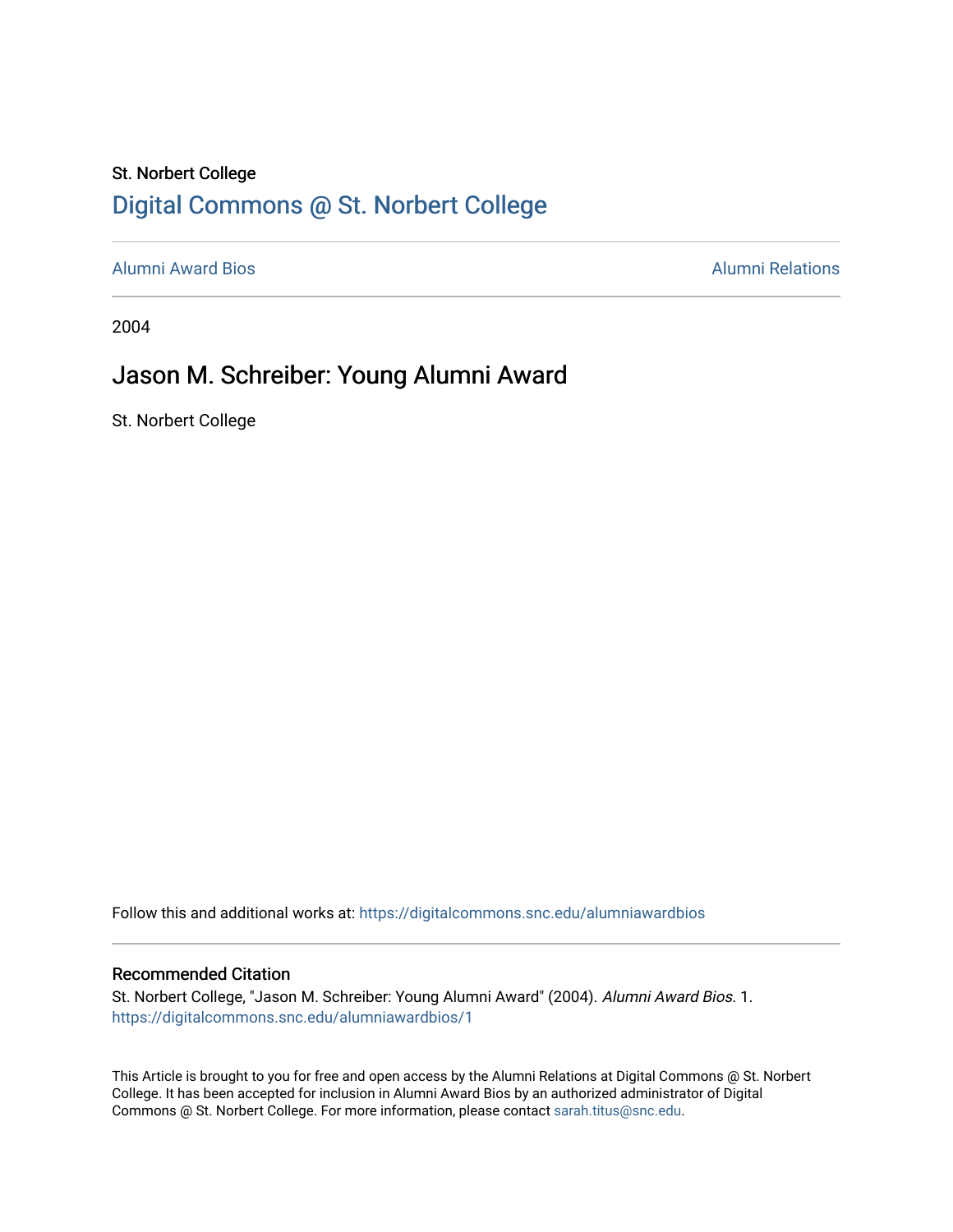St. Norbert College

# Digital Commons @ St. Norbert College

Alumni Award Bios

Alumni Relations

2004

## Jason M. Schreiber: Young Alumni Award

St. Norbert College

Follow this and additional works at: https://digitalcommons.snc.edu/alumniawardbios

### Recommended Citation

St. Norbert College, "Jason M. Schreiber: Young Alumni Award" (2004). *Alumni Award Bios*. 1.
https://digitalcommons.snc.edu/alumniawardbios/1

This Article is brought to you for free and open access by the Alumni Relations at Digital Commons @ St. Norbert College. It has been accepted for inclusion in Alumni Award Bios by an authorized administrator of Digital Commons @ St. Norbert College. For more information, please contact sarah.titus@snc.edu.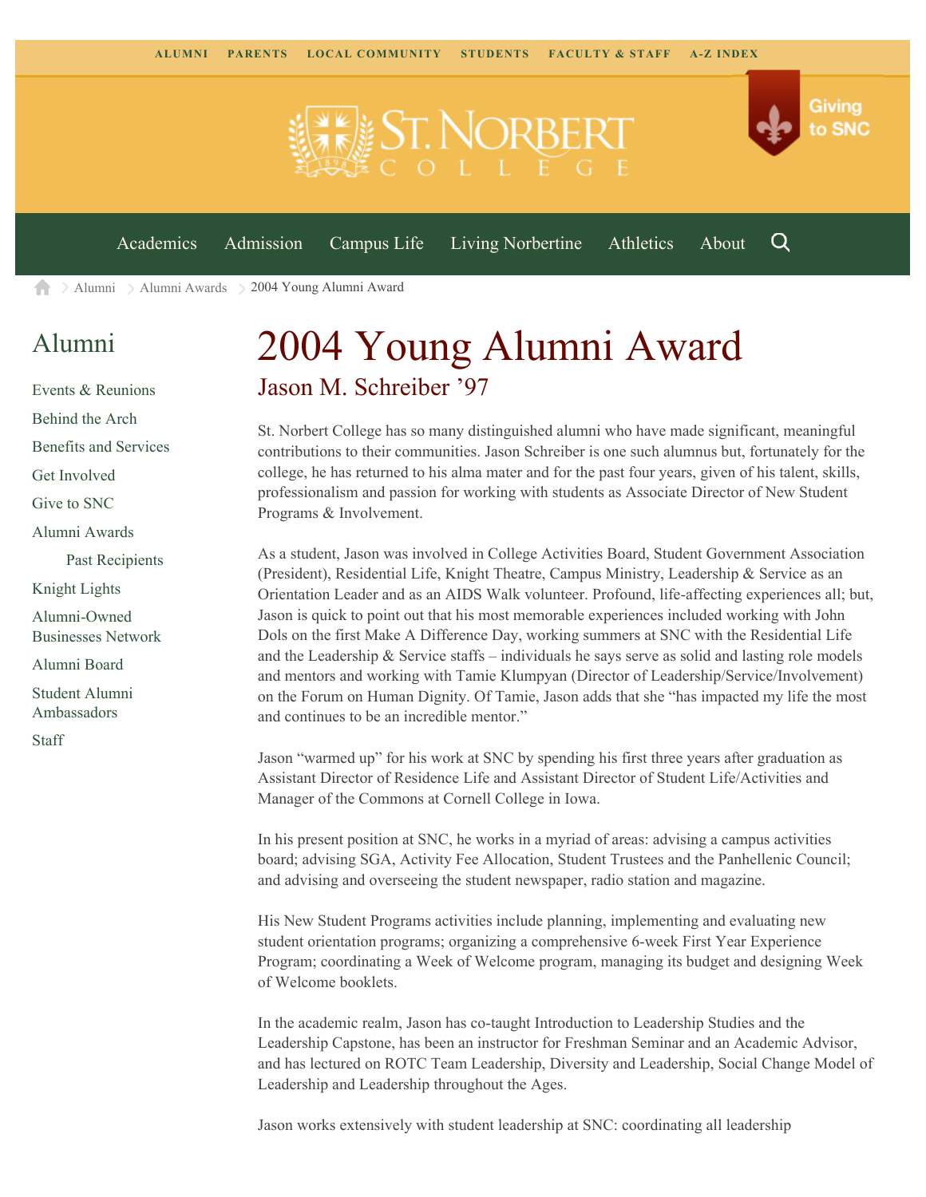ALUMNI PARENTS LOCAL COMMUNITY STUDENTS FACULTY & STAFF A-Z INDEX

Giving to SNC

Academics Admission Campus Life Living Norbertine Athletics About

Alumni > Alumni Awards > 2004 Young Alumni Award

## Alumni

- Events & Reunions
- Behind the Arch
- Benefits and Services
- Get Involved
- Give to SNC
- Alumni Awards
  - Past Recipients
- Knight Lights
- Alumni-Owned Businesses Network
- Alumni Board
- Student Alumni Ambassadors
- Staff

# 2004 Young Alumni Award

## Jason M. Schreiber ’97

St. Norbert College has so many distinguished alumni who have made significant, meaningful contributions to their communities. Jason Schreiber is one such alumnus but, fortunately for the college, he has returned to his alma mater and for the past four years, given of his talent, skills, professionalism and passion for working with students as Associate Director of New Student Programs & Involvement.

As a student, Jason was involved in College Activities Board, Student Government Association (President), Residential Life, Knight Theatre, Campus Ministry, Leadership & Service as an Orientation Leader and as an AIDS Walk volunteer. Profound, life-affecting experiences all; but, Jason is quick to point out that his most memorable experiences included working with John Dols on the first Make A Difference Day, working summers at SNC with the Residential Life and the Leadership & Service staffs – individuals he says serve as solid and lasting role models and mentors and working with Tamie Klumpyan (Director of Leadership/Service/Involvement) on the Forum on Human Dignity. Of Tamie, Jason adds that she “has impacted my life the most and continues to be an incredible mentor.”

Jason “warmed up” for his work at SNC by spending his first three years after graduation as Assistant Director of Residence Life and Assistant Director of Student Life/Activities and Manager of the Commons at Cornell College in Iowa.

In his present position at SNC, he works in a myriad of areas: advising a campus activities board; advising SGA, Activity Fee Allocation, Student Trustees and the Panhellenic Council; and advising and overseeing the student newspaper, radio station and magazine.

His New Student Programs activities include planning, implementing and evaluating new student orientation programs; organizing a comprehensive 6-week First Year Experience Program; coordinating a Week of Welcome program, managing its budget and designing Week of Welcome booklets.

In the academic realm, Jason has co-taught Introduction to Leadership Studies and the Leadership Capstone, has been an instructor for Freshman Seminar and an Academic Advisor, and has lectured on ROTC Team Leadership, Diversity and Leadership, Social Change Model of Leadership and Leadership throughout the Ages.

Jason works extensively with student leadership at SNC: coordinating all leadership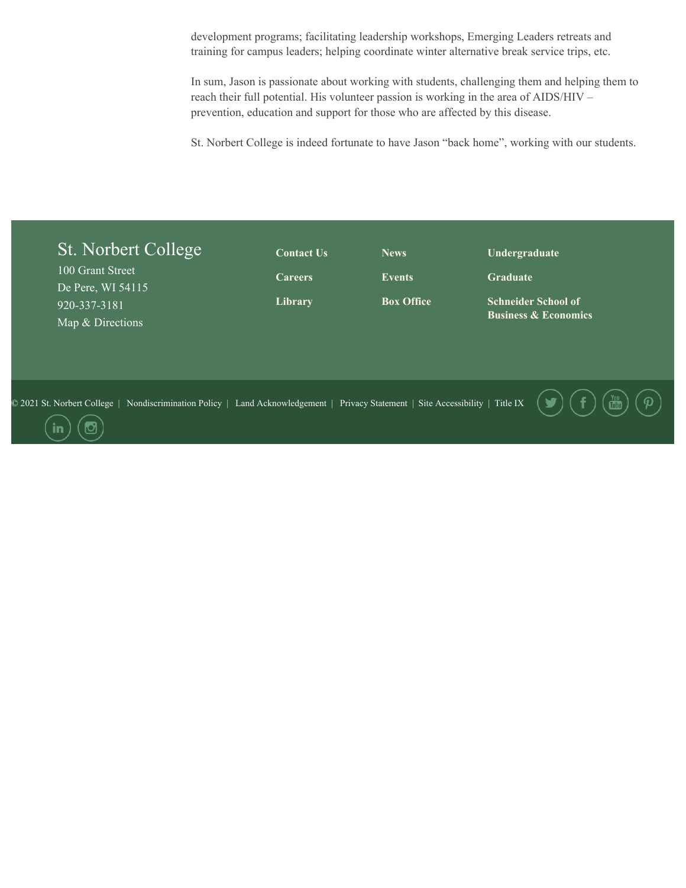development programs; facilitating leadership workshops, Emerging Leaders retreats and training for campus leaders; helping coordinate winter alternative break service trips, etc.

In sum, Jason is passionate about working with students, challenging them and helping them to reach their full potential. His volunteer passion is working in the area of AIDS/HIV – prevention, education and support for those who are affected by this disease.

St. Norbert College is indeed fortunate to have Jason "back home", working with our students.

St. Norbert College
100 Grant Street
De Pere, WI 54115
920-337-3181
Map & Directions

**Contact Us**
**Careers**
**Library**

**News**
**Events**
**Box Office**

**Undergraduate**
**Graduate**
**Schneider School of Business & Economics**

© 2021 St. Norbert College | Nondiscrimination Policy | Land Acknowledgement | Privacy Statement | Site Accessibility | Title IX